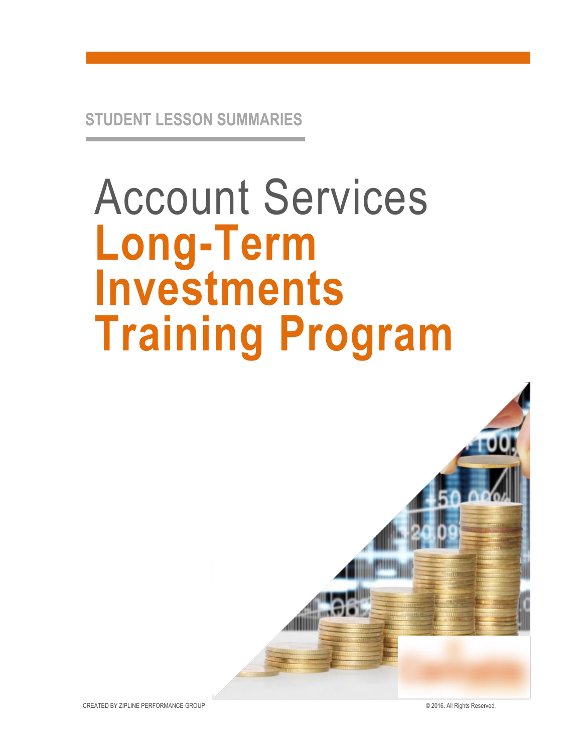STUDENT LESSON SUMMARIES

# Account Services

# **Long-Term Investments Training Program**

CREATED BY ZIPLINE PERFORMANCE GROUP

© 2016. All Rights Reserved.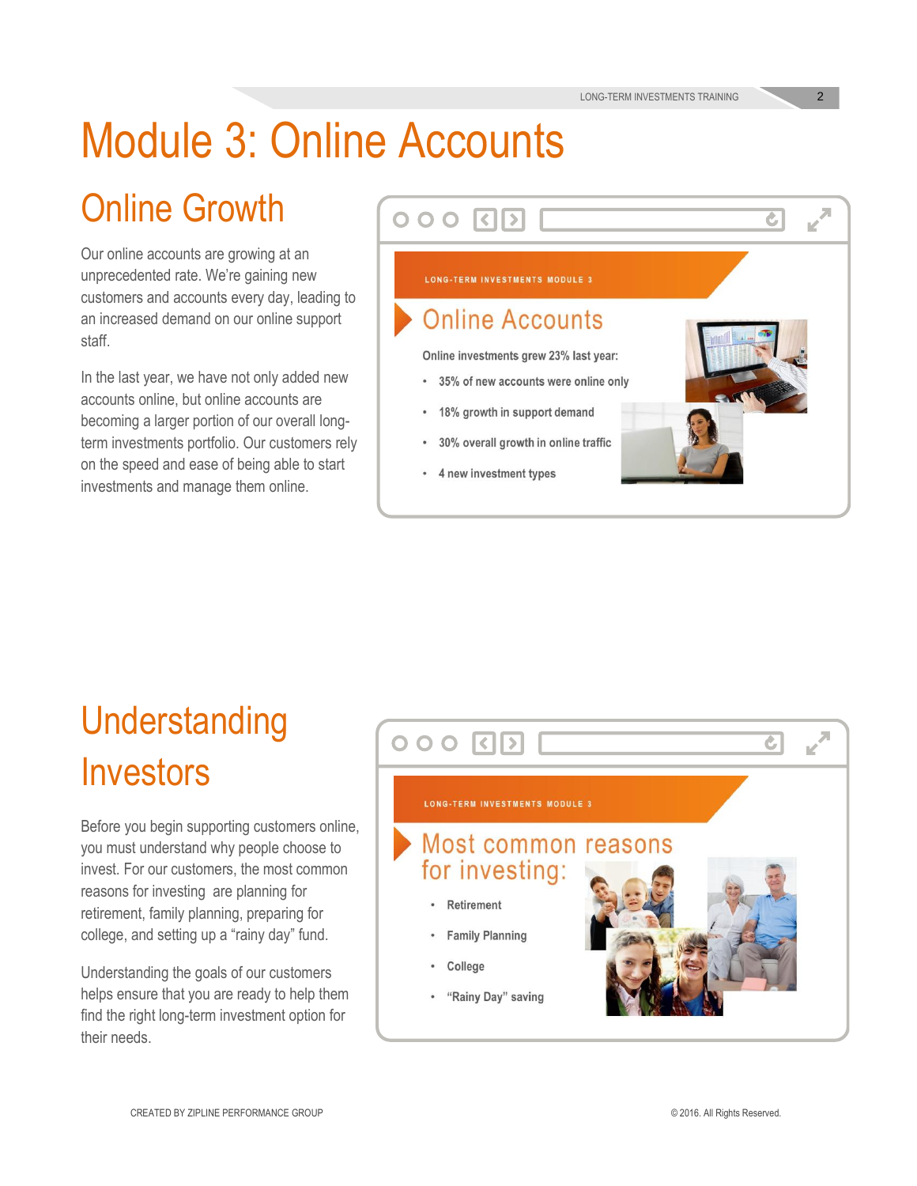# Module 3: Online Accounts

## Online Growth

Our online accounts are growing at an unprecedented rate. We're gaining new customers and accounts every day, leading to an increased demand on our online support staff.

In the last year, we have not only added new accounts online, but online accounts are becoming a larger portion of our overall long-term investments portfolio. Our customers rely on the speed and ease of being able to start investments and manage them online.

LONG-TERM INVESTMENTS MODULE 3

**Online Accounts**

Online investments grew 23% last year:

- 35% of new accounts were online only
- 18% growth in support demand
- 30% overall growth in online traffic
- 4 new investment types

## Understanding Investors

Before you begin supporting customers online, you must understand why people choose to invest. For our customers, the most common reasons for investing are planning for retirement, family planning, preparing for college, and setting up a "rainy day" fund.

Understanding the goals of our customers helps ensure that you are ready to help them find the right long-term investment option for their needs.

LONG-TERM INVESTMENTS MODULE 3

**Most common reasons for investing:**

- Retirement
- Family Planning
- College
- "Rainy Day" saving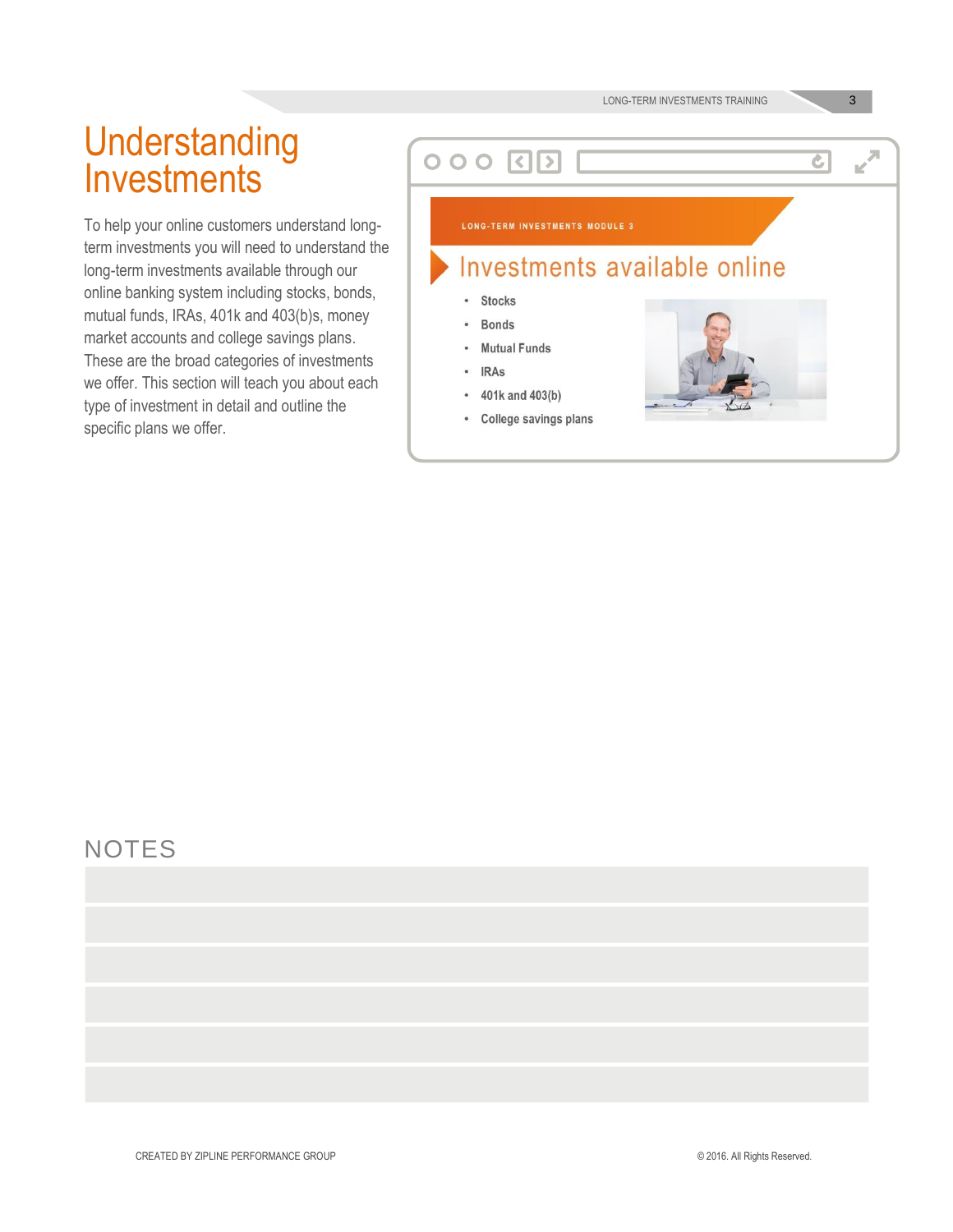# Understanding Investments

To help your online customers understand long-term investments you will need to understand the long-term investments available through our online banking system including stocks, bonds, mutual funds, IRAs, 401k and 403(b)s, money market accounts and college savings plans. These are the broad categories of investments we offer. This section will teach you about each type of investment in detail and outline the specific plans we offer.

LONG-TERM INVESTMENTS MODULE 3

## Investments available online

- Stocks
- Bonds
- Mutual Funds
- IRAs
- 401k and 403(b)
- College savings plans

## NOTES

CREATED BY ZIPLINE PERFORMANCE GROUP

© 2016. All Rights Reserved.